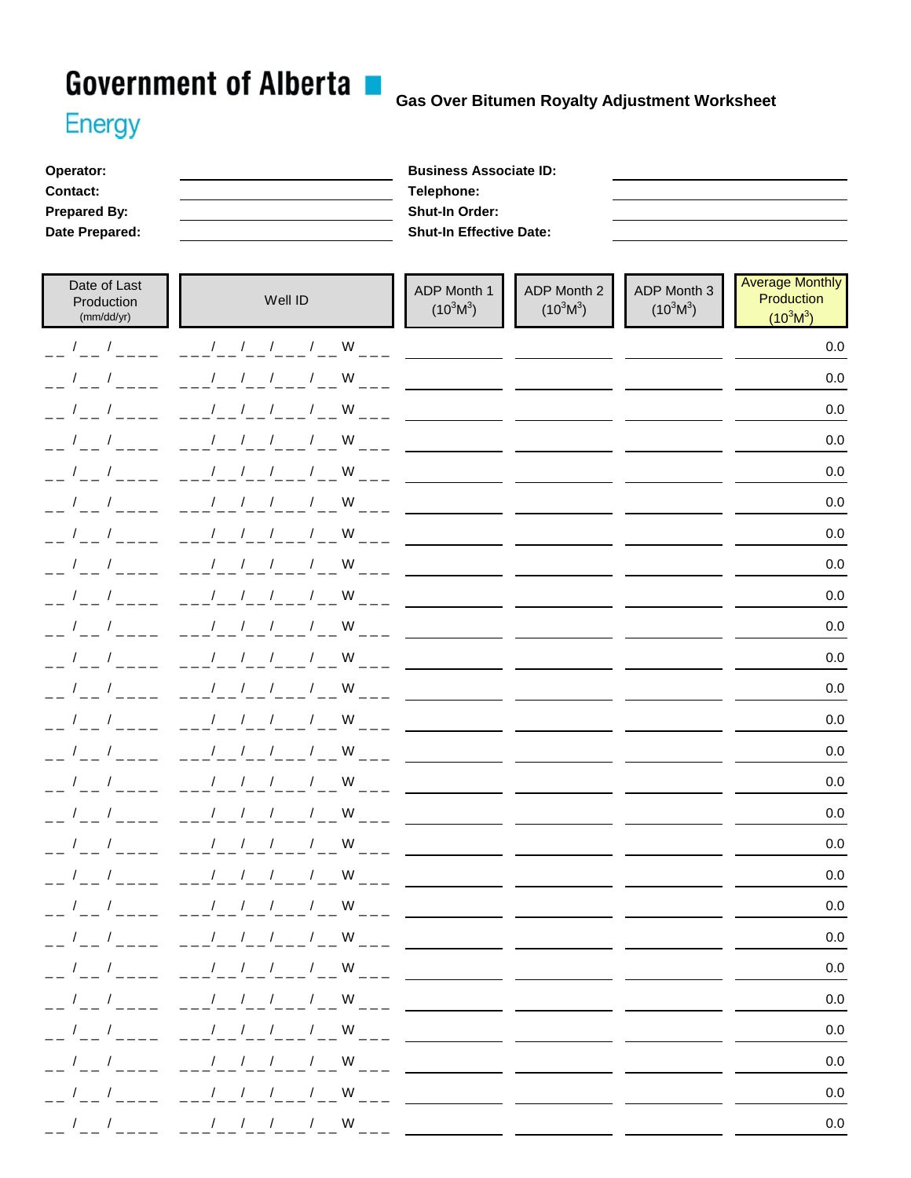Government of Alberta
Energy

# Gas Over Bitumen Royalty Adjustment Worksheet

**Operator:** ____________________ **Business Associate ID:** ____________________

**Contact:** ____________________ **Telephone:** ____________________

**Prepared By:** ____________________ **Shut-In Order:** ____________________

**Date Prepared:** ____________________ **Shut-In Effective Date:** ____________________

| Date of Last Production (mm/dd/yr) | Well ID | ADP Month 1 ($10^3M^3$) | ADP Month 2 ($10^3M^3$) | ADP Month 3 ($10^3M^3$) | Average Monthly Production ($10^3M^3$) |
|---|---|---|---|---|---|
| __ /__ /____ | ___/__/__/___/__ W ___ | | | | 0.0 |
| __ /__ /____ | ___/__/__/___/__ W ___ | | | | 0.0 |
| __ /__ /____ | ___/__/__/___/__ W ___ | | | | 0.0 |
| __ /__ /____ | ___/__/__/___/__ W ___ | | | | 0.0 |
| __ /__ /____ | ___/__/__/___/__ W ___ | | | | 0.0 |
| __ /__ /____ | ___/__/__/___/__ W ___ | | | | 0.0 |
| __ /__ /____ | ___/__/__/___/__ W ___ | | | | 0.0 |
| __ /__ /____ | ___/__/__/___/__ W ___ | | | | 0.0 |
| __ /__ /____ | ___/__/__/___/__ W ___ | | | | 0.0 |
| __ /__ /____ | ___/__/__/___/__ W ___ | | | | 0.0 |
| __ /__ /____ | ___/__/__/___/__ W ___ | | | | 0.0 |
| __ /__ /____ | ___/__/__/___/__ W ___ | | | | 0.0 |
| __ /__ /____ | ___/__/__/___/__ W ___ | | | | 0.0 |
| __ /__ /____ | ___/__/__/___/__ W ___ | | | | 0.0 |
| __ /__ /____ | ___/__/__/___/__ W ___ | | | | 0.0 |
| __ /__ /____ | ___/__/__/___/__ W ___ | | | | 0.0 |
| __ /__ /____ | ___/__/__/___/__ W ___ | | | | 0.0 |
| __ /__ /____ | ___/__/__/___/__ W ___ | | | | 0.0 |
| __ /__ /____ | ___/__/__/___/__ W ___ | | | | 0.0 |
| __ /__ /____ | ___/__/__/___/__ W ___ | | | | 0.0 |
| __ /__ /____ | ___/__/__/___/__ W ___ | | | | 0.0 |
| __ /__ /____ | ___/__/__/___/__ W ___ | | | | 0.0 |
| __ /__ /____ | ___/__/__/___/__ W ___ | | | | 0.0 |
| __ /__ /____ | ___/__/__/___/__ W ___ | | | | 0.0 |
| __ /__ /____ | ___/__/__/___/__ W ___ | | | | 0.0 |
| __ /__ /____ | ___/__/__/___/__ W ___ | | | | 0.0 |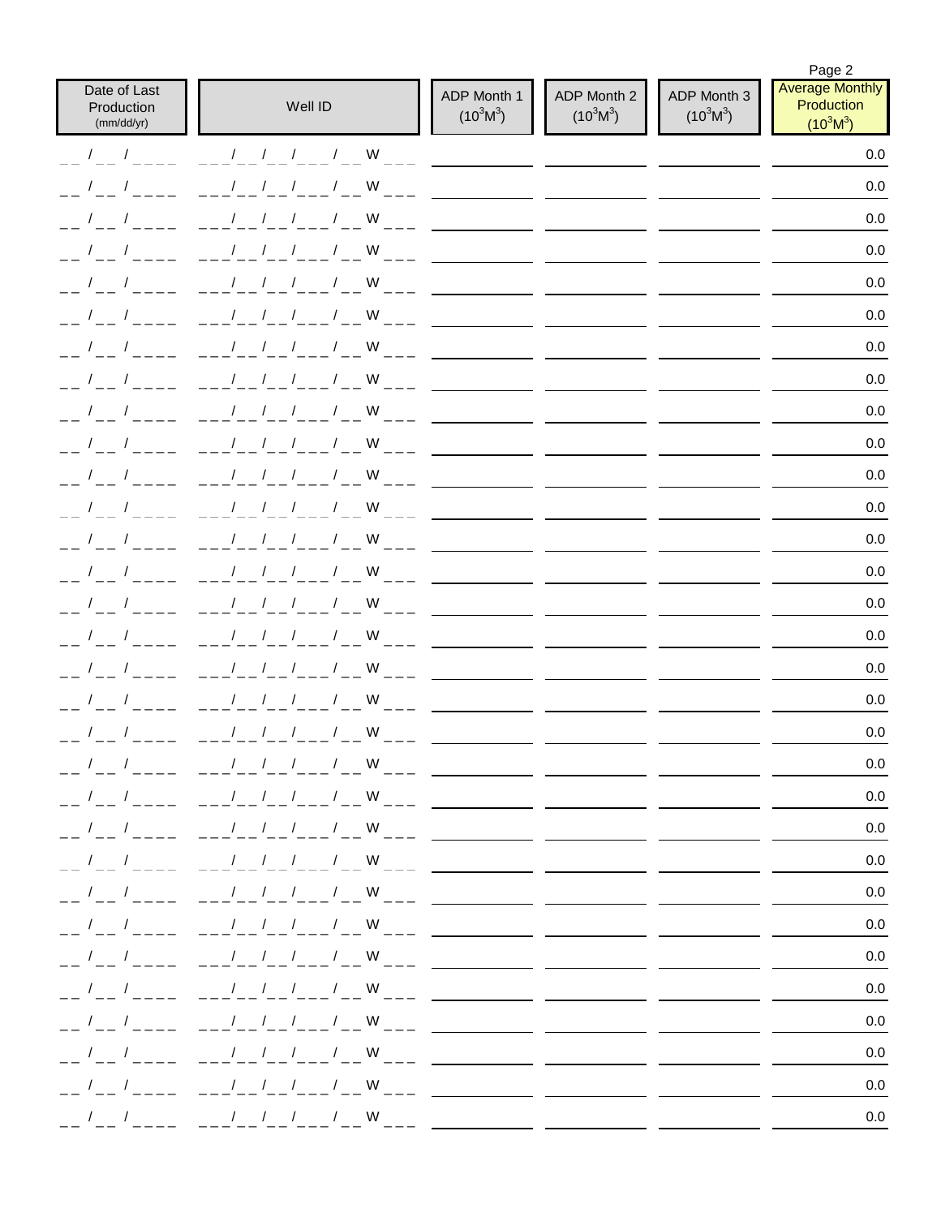| Date of Last Production (mm/dd/yr) | Well ID | ADP Month 1 ($10^3M^3$) | ADP Month 2 ($10^3M^3$) | ADP Month 3 ($10^3M^3$) | Average Monthly Production ($10^3M^3$) |
|---|---|---|---|---|---|
| __ /__ /____ | ___/__/__/___/__ W ___ | | | | 0.0 |
| __ /__ /____ | ___/__/__/___/__ W ___ | | | | 0.0 |
| __ /__ /____ | ___/__/__/___/__ W ___ | | | | 0.0 |
| __ /__ /____ | ___/__/__/___/__ W ___ | | | | 0.0 |
| __ /__ /____ | ___/__/__/___/__ W ___ | | | | 0.0 |
| __ /__ /____ | ___/__/__/___/__ W ___ | | | | 0.0 |
| __ /__ /____ | ___/__/__/___/__ W ___ | | | | 0.0 |
| __ /__ /____ | ___/__/__/___/__ W ___ | | | | 0.0 |
| __ /__ /____ | ___/__/__/___/__ W ___ | | | | 0.0 |
| __ /__ /____ | ___/__/__/___/__ W ___ | | | | 0.0 |
| __ /__ /____ | ___/__/__/___/__ W ___ | | | | 0.0 |
| __ /__ /____ | ___/__/__/___/__ W ___ | | | | 0.0 |
| __ /__ /____ | ___/__/__/___/__ W ___ | | | | 0.0 |
| __ /__ /____ | ___/__/__/___/__ W ___ | | | | 0.0 |
| __ /__ /____ | ___/__/__/___/__ W ___ | | | | 0.0 |
| __ /__ /____ | ___/__/__/___/__ W ___ | | | | 0.0 |
| __ /__ /____ | ___/__/__/___/__ W ___ | | | | 0.0 |
| __ /__ /____ | ___/__/__/___/__ W ___ | | | | 0.0 |
| __ /__ /____ | ___/__/__/___/__ W ___ | | | | 0.0 |
| __ /__ /____ | ___/__/__/___/__ W ___ | | | | 0.0 |
| __ /__ /____ | ___/__/__/___/__ W ___ | | | | 0.0 |
| __ /__ /____ | ___/__/__/___/__ W ___ | | | | 0.0 |
| __ /__ /____ | ___/__/__/___/__ W ___ | | | | 0.0 |
| __ /__ /____ | ___/__/__/___/__ W ___ | | | | 0.0 |
| __ /__ /____ | ___/__/__/___/__ W ___ | | | | 0.0 |
| __ /__ /____ | ___/__/__/___/__ W ___ | | | | 0.0 |
| __ /__ /____ | ___/__/__/___/__ W ___ | | | | 0.0 |
| __ /__ /____ | ___/__/__/___/__ W ___ | | | | 0.0 |
| __ /__ /____ | ___/__/__/___/__ W ___ | | | | 0.0 |
| __ /__ /____ | ___/__/__/___/__ W ___ | | | | 0.0 |
| __ /__ /____ | ___/__/__/___/__ W ___ | | | | 0.0 |